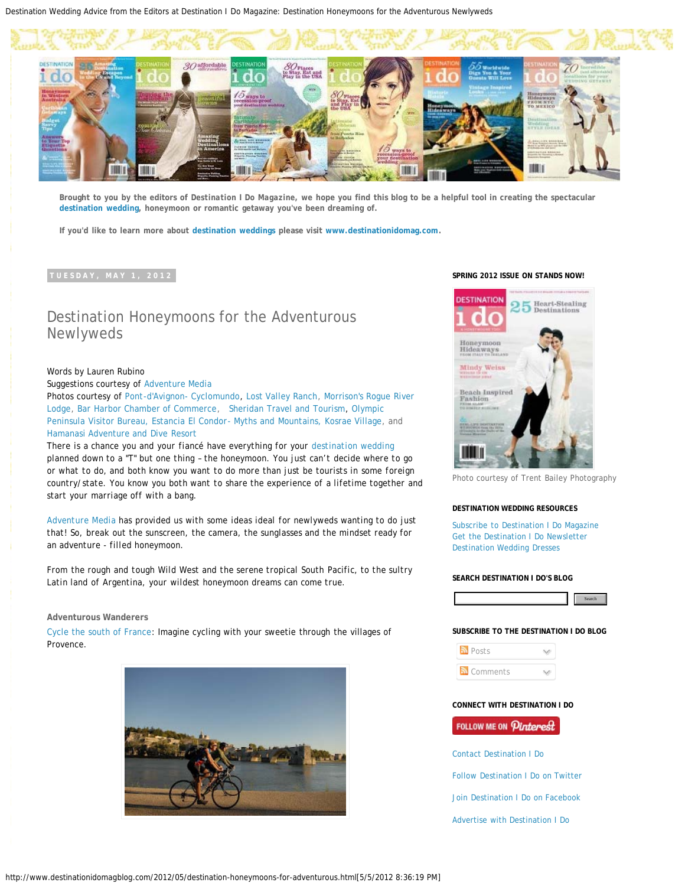Brought to you by the editors of *Destination I Do Magazine*, we hope you find this blog to be a helpful tool in creating the spectacular destination wedding, honeymoon or romantic getaway you've been dreaming of.

If you'd like to learn more about destination weddings please visit www.destinationidomag.com.

TUESDAY, MAY 1, 2012

# Destination Honeymoons for the Adventurous Newlyweds

Words by Lauren Rubino
Suggestions courtesy of Adventure Media
Photos courtesy of Pont-d'Avignon- Cyclomundo, Lost Valley Ranch, Morrison's Rogue River Lodge, Bar Harbor Chamber of Commerce, Sheridan Travel and Tourism, Olympic Peninsula Visitor Bureau, Estancia El Condor- Myths and Mountains, Kosrae Village, and Hamanasi Adventure and Dive Resort

There is a chance you and your fiancé have everything for your destination wedding planned down to a "T" but one thing – the honeymoon. You just can't decide where to go or what to do, and both know you want to do more than just be tourists in some foreign country/state. You know you both want to share the experience of a lifetime together and start your marriage off with a bang.

Adventure Media has provided us with some ideas ideal for newlyweds wanting to do just that! So, break out the sunscreen, the camera, the sunglasses and the mindset ready for an adventure - filled honeymoon.

From the rough and tough Wild West and the serene tropical South Pacific, to the sultry Latin land of Argentina, your wildest honeymoon dreams can come true.

**Adventurous Wanderers**

Cycle the south of France: Imagine cycling with your sweetie through the villages of Provence.

**SPRING 2012 ISSUE ON STANDS NOW!**

Photo courtesy of Trent Bailey Photography

**DESTINATION WEDDING RESOURCES**

Subscribe to Destination I Do Magazine
Get the Destination I Do Newsletter
Destination Wedding Dresses

**SEARCH DESTINATION I DO'S BLOG**

**SUBSCRIBE TO THE DESTINATION I DO BLOG**

Posts
Comments

**CONNECT WITH DESTINATION I DO**

Contact Destination I Do

Follow Destination I Do on Twitter

Join Destination I Do on Facebook

Advertise with Destination I Do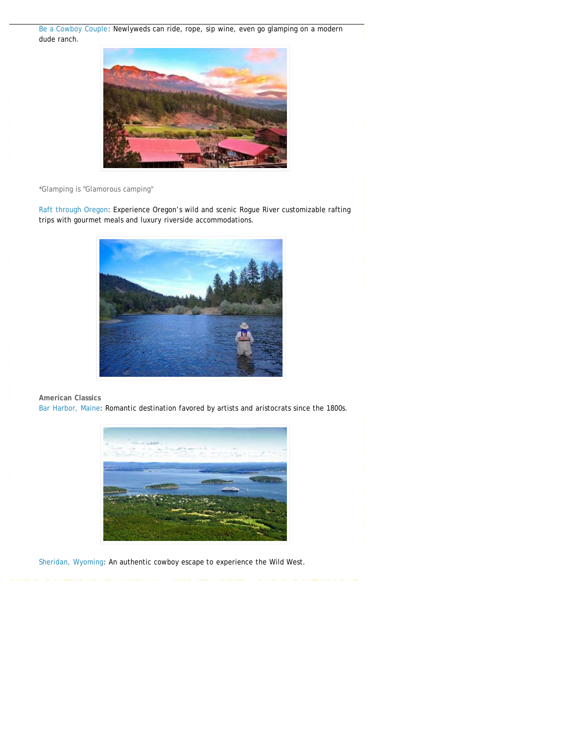Be a Cowboy Couple: Newlyweds can ride, rope, sip wine, even go glamping on a modern dude ranch.

*Glamping is "Glamorous camping"

Raft through Oregon: Experience Oregon's wild and scenic Rogue River customizable rafting trips with gourmet meals and luxury riverside accommodations.

**American Classics**

Bar Harbor, Maine: Romantic destination favored by artists and aristocrats since the 1800s.

Sheridan, Wyoming: An authentic cowboy escape to experience the Wild West.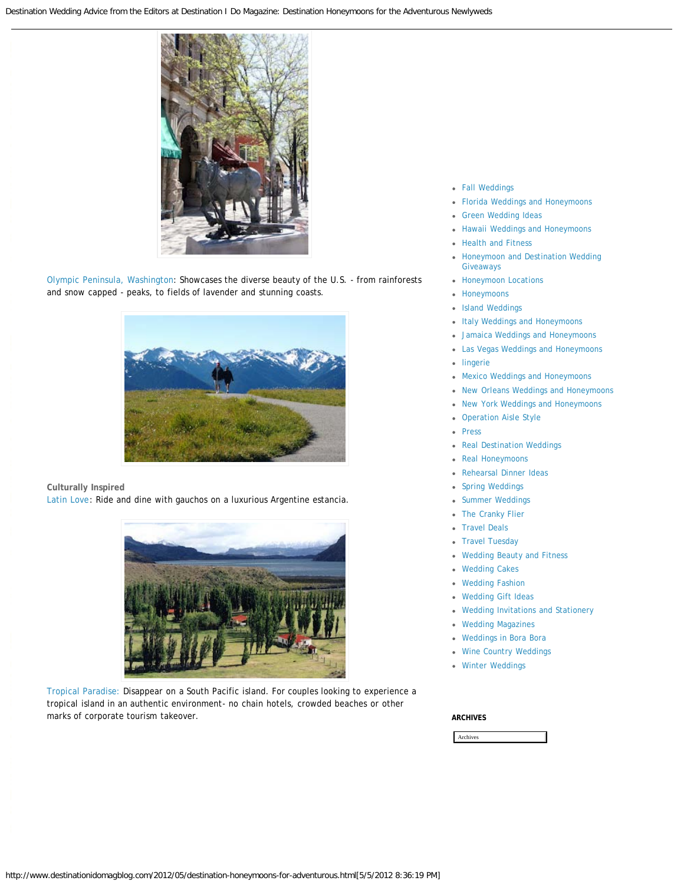Olympic Peninsula, Washington: Showcases the diverse beauty of the U.S. - from rainforests and snow capped - peaks, to fields of lavender and stunning coasts.

**Culturally Inspired**

Latin Love: Ride and dine with gauchos on a luxurious Argentine estancia.

Tropical Paradise: Disappear on a South Pacific island. For couples looking to experience a tropical island in an authentic environment- no chain hotels, crowded beaches or other marks of corporate tourism takeover.

- Fall Weddings
- Florida Weddings and Honeymoons
- Green Wedding Ideas
- Hawaii Weddings and Honeymoons
- Health and Fitness
- Honeymoon and Destination Wedding Giveaways
- Honeymoon Locations
- Honeymoons
- Island Weddings
- Italy Weddings and Honeymoons
- Jamaica Weddings and Honeymoons
- Las Vegas Weddings and Honeymoons
- lingerie
- Mexico Weddings and Honeymoons
- New Orleans Weddings and Honeymoons
- New York Weddings and Honeymoons
- Operation Aisle Style
- Press
- Real Destination Weddings
- Real Honeymoons
- Rehearsal Dinner Ideas
- Spring Weddings
- Summer Weddings
- The Cranky Flier
- Travel Deals
- Travel Tuesday
- Wedding Beauty and Fitness
- Wedding Cakes
- Wedding Fashion
- Wedding Gift Ideas
- Wedding Invitations and Stationery
- Wedding Magazines
- Weddings in Bora Bora
- Wine Country Weddings
- Winter Weddings

**ARCHIVES**

Archives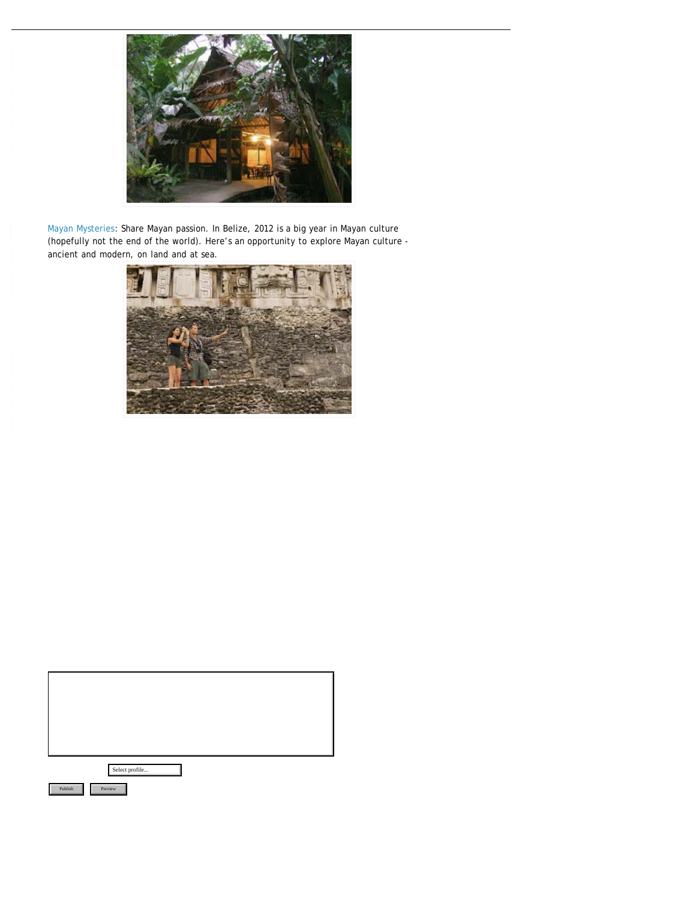Mayan Mysteries: Share Mayan passion. In Belize, 2012 is a big year in Mayan culture (hopefully not the end of the world). Here’s an opportunity to explore Mayan culture - ancient and modern, on land and at sea.

Select profile...

Publish Preview